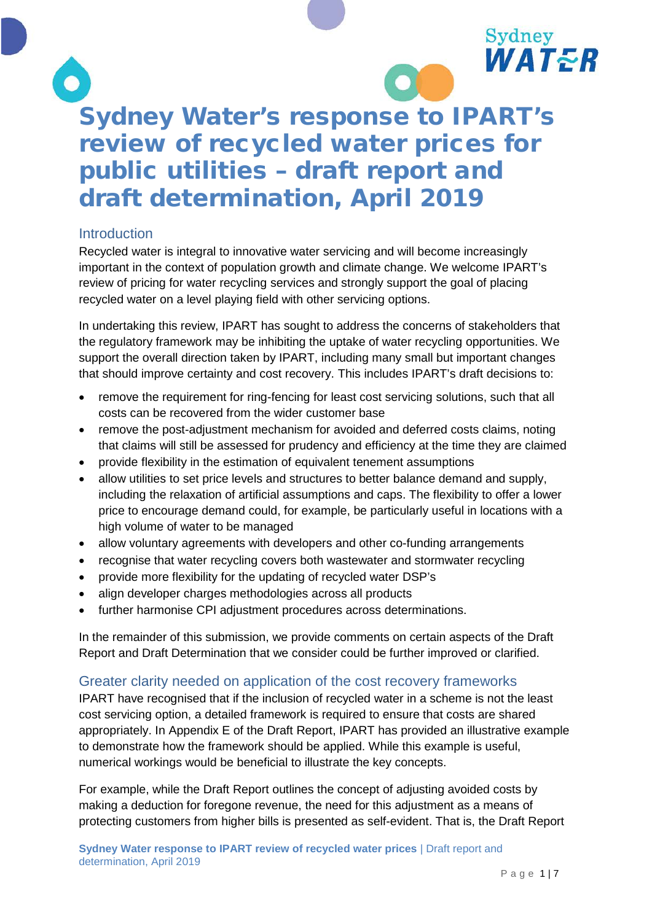# Sydney Water's response to IPART's review of recycled water prices for public utilities – draft report and draft determination, April 2019

## Introduction

Recycled water is integral to innovative water servicing and will become increasingly important in the context of population growth and climate change. We welcome IPART's review of pricing for water recycling services and strongly support the goal of placing recycled water on a level playing field with other servicing options.

In undertaking this review, IPART has sought to address the concerns of stakeholders that the regulatory framework may be inhibiting the uptake of water recycling opportunities. We support the overall direction taken by IPART, including many small but important changes that should improve certainty and cost recovery. This includes IPART's draft decisions to:

- remove the requirement for ring-fencing for least cost servicing solutions, such that all costs can be recovered from the wider customer base
- remove the post-adjustment mechanism for avoided and deferred costs claims, noting that claims will still be assessed for prudency and efficiency at the time they are claimed
- provide flexibility in the estimation of equivalent tenement assumptions
- allow utilities to set price levels and structures to better balance demand and supply, including the relaxation of artificial assumptions and caps. The flexibility to offer a lower price to encourage demand could, for example, be particularly useful in locations with a high volume of water to be managed
- allow voluntary agreements with developers and other co-funding arrangements
- recognise that water recycling covers both wastewater and stormwater recycling
- provide more flexibility for the updating of recycled water DSP's
- align developer charges methodologies across all products
- further harmonise CPI adjustment procedures across determinations.

In the remainder of this submission, we provide comments on certain aspects of the Draft Report and Draft Determination that we consider could be further improved or clarified.

## Greater clarity needed on application of the cost recovery frameworks

IPART have recognised that if the inclusion of recycled water in a scheme is not the least cost servicing option, a detailed framework is required to ensure that costs are shared appropriately. In Appendix E of the Draft Report, IPART has provided an illustrative example to demonstrate how the framework should be applied. While this example is useful, numerical workings would be beneficial to illustrate the key concepts.

For example, while the Draft Report outlines the concept of adjusting avoided costs by making a deduction for foregone revenue, the need for this adjustment as a means of protecting customers from higher bills is presented as self-evident. That is, the Draft Report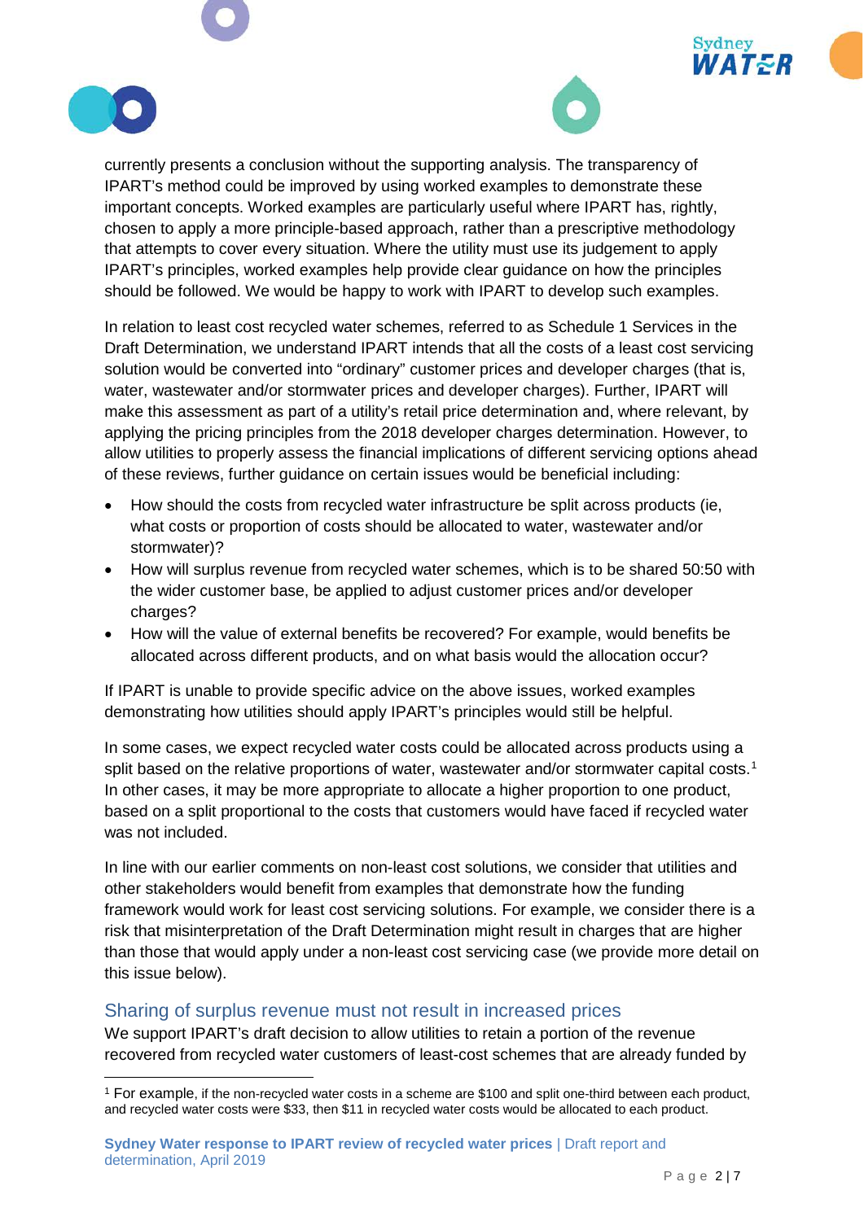currently presents a conclusion without the supporting analysis. The transparency of IPART's method could be improved by using worked examples to demonstrate these important concepts. Worked examples are particularly useful where IPART has, rightly, chosen to apply a more principle-based approach, rather than a prescriptive methodology that attempts to cover every situation. Where the utility must use its judgement to apply IPART's principles, worked examples help provide clear guidance on how the principles should be followed. We would be happy to work with IPART to develop such examples.

In relation to least cost recycled water schemes, referred to as Schedule 1 Services in the Draft Determination, we understand IPART intends that all the costs of a least cost servicing solution would be converted into "ordinary" customer prices and developer charges (that is, water, wastewater and/or stormwater prices and developer charges). Further, IPART will make this assessment as part of a utility's retail price determination and, where relevant, by applying the pricing principles from the 2018 developer charges determination. However, to allow utilities to properly assess the financial implications of different servicing options ahead of these reviews, further guidance on certain issues would be beneficial including:

- How should the costs from recycled water infrastructure be split across products (ie, what costs or proportion of costs should be allocated to water, wastewater and/or stormwater)?
- How will surplus revenue from recycled water schemes, which is to be shared 50:50 with the wider customer base, be applied to adjust customer prices and/or developer charges?
- How will the value of external benefits be recovered? For example, would benefits be allocated across different products, and on what basis would the allocation occur?

If IPART is unable to provide specific advice on the above issues, worked examples demonstrating how utilities should apply IPART's principles would still be helpful.

In some cases, we expect recycled water costs could be allocated across products using a split based on the relative proportions of water, wastewater and/or stormwater capital costs.[1] In other cases, it may be more appropriate to allocate a higher proportion to one product, based on a split proportional to the costs that customers would have faced if recycled water was not included.

In line with our earlier comments on non-least cost solutions, we consider that utilities and other stakeholders would benefit from examples that demonstrate how the funding framework would work for least cost servicing solutions. For example, we consider there is a risk that misinterpretation of the Draft Determination might result in charges that are higher than those that would apply under a non-least cost servicing case (we provide more detail on this issue below).

## Sharing of surplus revenue must not result in increased prices

We support IPART's draft decision to allow utilities to retain a portion of the revenue recovered from recycled water customers of least-cost schemes that are already funded by

[1] For example, if the non-recycled water costs in a scheme are $100 and split one-third between each product, and recycled water costs were $33, then $11 in recycled water costs would be allocated to each product.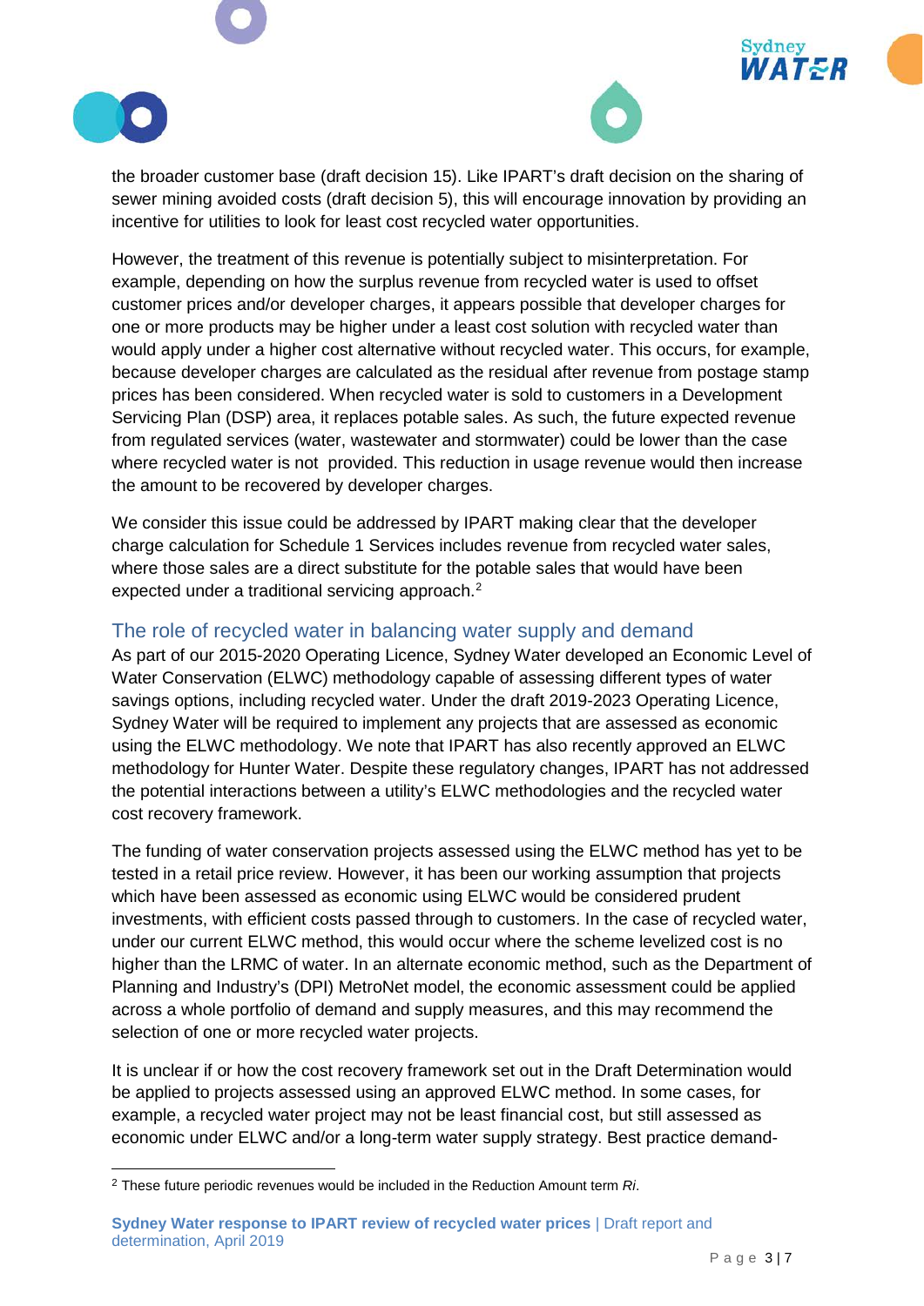the broader customer base (draft decision 15). Like IPART's draft decision on the sharing of sewer mining avoided costs (draft decision 5), this will encourage innovation by providing an incentive for utilities to look for least cost recycled water opportunities.

However, the treatment of this revenue is potentially subject to misinterpretation. For example, depending on how the surplus revenue from recycled water is used to offset customer prices and/or developer charges, it appears possible that developer charges for one or more products may be higher under a least cost solution with recycled water than would apply under a higher cost alternative without recycled water. This occurs, for example, because developer charges are calculated as the residual after revenue from postage stamp prices has been considered. When recycled water is sold to customers in a Development Servicing Plan (DSP) area, it replaces potable sales. As such, the future expected revenue from regulated services (water, wastewater and stormwater) could be lower than the case where recycled water is not provided. This reduction in usage revenue would then increase the amount to be recovered by developer charges.

We consider this issue could be addressed by IPART making clear that the developer charge calculation for Schedule 1 Services includes revenue from recycled water sales, where those sales are a direct substitute for the potable sales that would have been expected under a traditional servicing approach.[2]

## The role of recycled water in balancing water supply and demand

As part of our 2015-2020 Operating Licence, Sydney Water developed an Economic Level of Water Conservation (ELWC) methodology capable of assessing different types of water savings options, including recycled water. Under the draft 2019-2023 Operating Licence, Sydney Water will be required to implement any projects that are assessed as economic using the ELWC methodology. We note that IPART has also recently approved an ELWC methodology for Hunter Water. Despite these regulatory changes, IPART has not addressed the potential interactions between a utility's ELWC methodologies and the recycled water cost recovery framework.

The funding of water conservation projects assessed using the ELWC method has yet to be tested in a retail price review. However, it has been our working assumption that projects which have been assessed as economic using ELWC would be considered prudent investments, with efficient costs passed through to customers. In the case of recycled water, under our current ELWC method, this would occur where the scheme levelized cost is no higher than the LRMC of water. In an alternate economic method, such as the Department of Planning and Industry's (DPI) MetroNet model, the economic assessment could be applied across a whole portfolio of demand and supply measures, and this may recommend the selection of one or more recycled water projects.

It is unclear if or how the cost recovery framework set out in the Draft Determination would be applied to projects assessed using an approved ELWC method. In some cases, for example, a recycled water project may not be least financial cost, but still assessed as economic under ELWC and/or a long-term water supply strategy. Best practice demand-

---

[2] These future periodic revenues would be included in the Reduction Amount term *Ri*.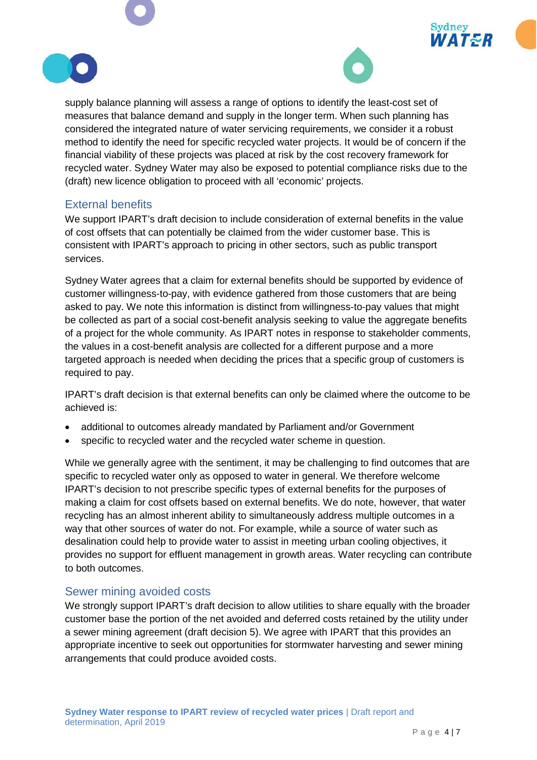supply balance planning will assess a range of options to identify the least-cost set of measures that balance demand and supply in the longer term. When such planning has considered the integrated nature of water servicing requirements, we consider it a robust method to identify the need for specific recycled water projects. It would be of concern if the financial viability of these projects was placed at risk by the cost recovery framework for recycled water. Sydney Water may also be exposed to potential compliance risks due to the (draft) new licence obligation to proceed with all 'economic' projects.

## External benefits

We support IPART's draft decision to include consideration of external benefits in the value of cost offsets that can potentially be claimed from the wider customer base. This is consistent with IPART's approach to pricing in other sectors, such as public transport services.

Sydney Water agrees that a claim for external benefits should be supported by evidence of customer willingness-to-pay, with evidence gathered from those customers that are being asked to pay. We note this information is distinct from willingness-to-pay values that might be collected as part of a social cost-benefit analysis seeking to value the aggregate benefits of a project for the whole community. As IPART notes in response to stakeholder comments, the values in a cost-benefit analysis are collected for a different purpose and a more targeted approach is needed when deciding the prices that a specific group of customers is required to pay.

IPART's draft decision is that external benefits can only be claimed where the outcome to be achieved is:

- additional to outcomes already mandated by Parliament and/or Government
- specific to recycled water and the recycled water scheme in question.

While we generally agree with the sentiment, it may be challenging to find outcomes that are specific to recycled water only as opposed to water in general. We therefore welcome IPART's decision to not prescribe specific types of external benefits for the purposes of making a claim for cost offsets based on external benefits. We do note, however, that water recycling has an almost inherent ability to simultaneously address multiple outcomes in a way that other sources of water do not. For example, while a source of water such as desalination could help to provide water to assist in meeting urban cooling objectives, it provides no support for effluent management in growth areas. Water recycling can contribute to both outcomes.

## Sewer mining avoided costs

We strongly support IPART's draft decision to allow utilities to share equally with the broader customer base the portion of the net avoided and deferred costs retained by the utility under a sewer mining agreement (draft decision 5). We agree with IPART that this provides an appropriate incentive to seek out opportunities for stormwater harvesting and sewer mining arrangements that could produce avoided costs.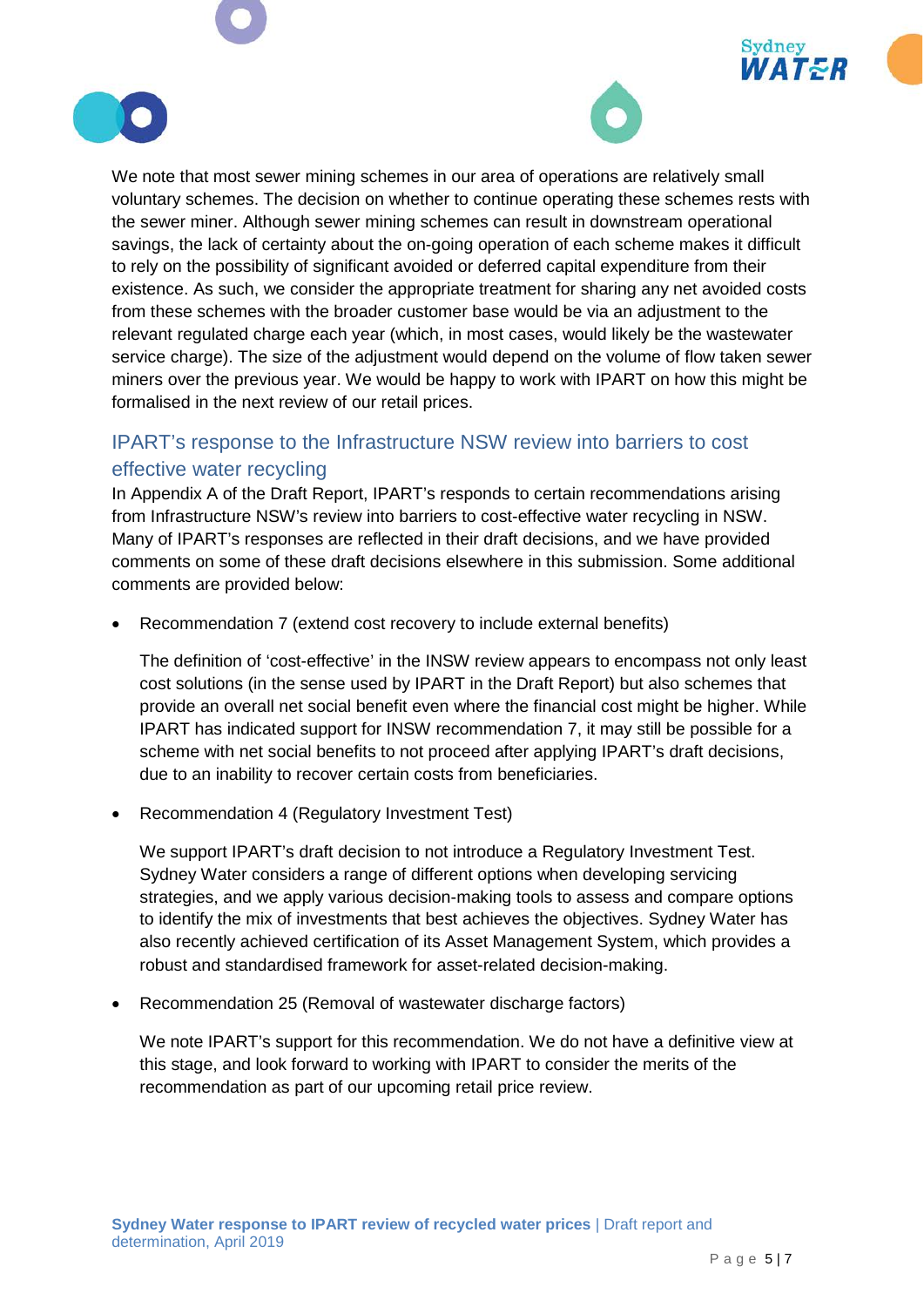We note that most sewer mining schemes in our area of operations are relatively small voluntary schemes. The decision on whether to continue operating these schemes rests with the sewer miner. Although sewer mining schemes can result in downstream operational savings, the lack of certainty about the on-going operation of each scheme makes it difficult to rely on the possibility of significant avoided or deferred capital expenditure from their existence. As such, we consider the appropriate treatment for sharing any net avoided costs from these schemes with the broader customer base would be via an adjustment to the relevant regulated charge each year (which, in most cases, would likely be the wastewater service charge). The size of the adjustment would depend on the volume of flow taken sewer miners over the previous year. We would be happy to work with IPART on how this might be formalised in the next review of our retail prices.

## IPART's response to the Infrastructure NSW review into barriers to cost effective water recycling

In Appendix A of the Draft Report, IPART's responds to certain recommendations arising from Infrastructure NSW's review into barriers to cost-effective water recycling in NSW. Many of IPART's responses are reflected in their draft decisions, and we have provided comments on some of these draft decisions elsewhere in this submission. Some additional comments are provided below:

- Recommendation 7 (extend cost recovery to include external benefits)

  The definition of 'cost-effective' in the INSW review appears to encompass not only least cost solutions (in the sense used by IPART in the Draft Report) but also schemes that provide an overall net social benefit even where the financial cost might be higher. While IPART has indicated support for INSW recommendation 7, it may still be possible for a scheme with net social benefits to not proceed after applying IPART's draft decisions, due to an inability to recover certain costs from beneficiaries.

- Recommendation 4 (Regulatory Investment Test)

  We support IPART's draft decision to not introduce a Regulatory Investment Test. Sydney Water considers a range of different options when developing servicing strategies, and we apply various decision-making tools to assess and compare options to identify the mix of investments that best achieves the objectives. Sydney Water has also recently achieved certification of its Asset Management System, which provides a robust and standardised framework for asset-related decision-making.

- Recommendation 25 (Removal of wastewater discharge factors)

  We note IPART's support for this recommendation. We do not have a definitive view at this stage, and look forward to working with IPART to consider the merits of the recommendation as part of our upcoming retail price review.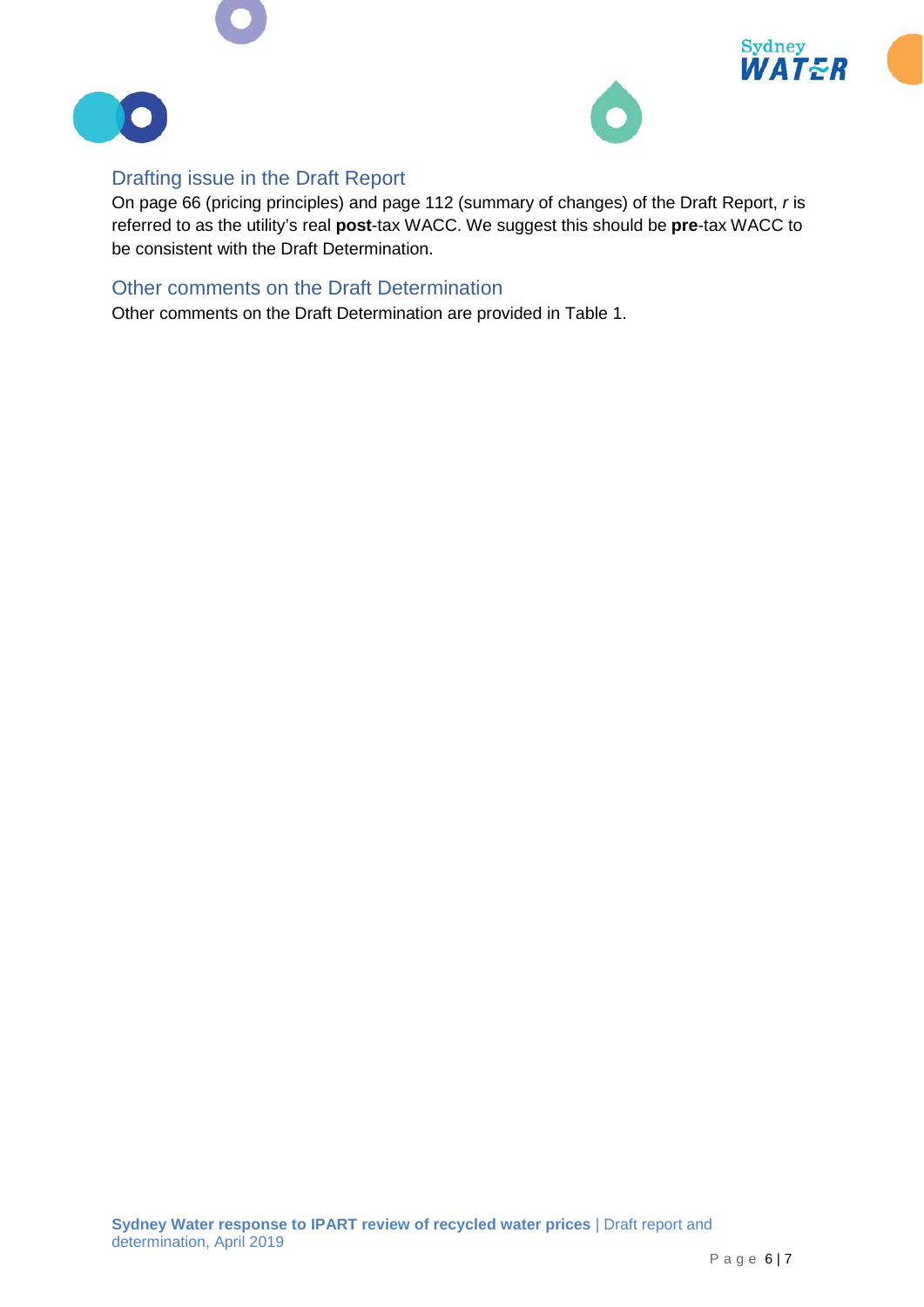## Drafting issue in the Draft Report

On page 66 (pricing principles) and page 112 (summary of changes) of the Draft Report, *r* is referred to as the utility's real **post**-tax WACC. We suggest this should be **pre**-tax WACC to be consistent with the Draft Determination.

## Other comments on the Draft Determination

Other comments on the Draft Determination are provided in Table 1.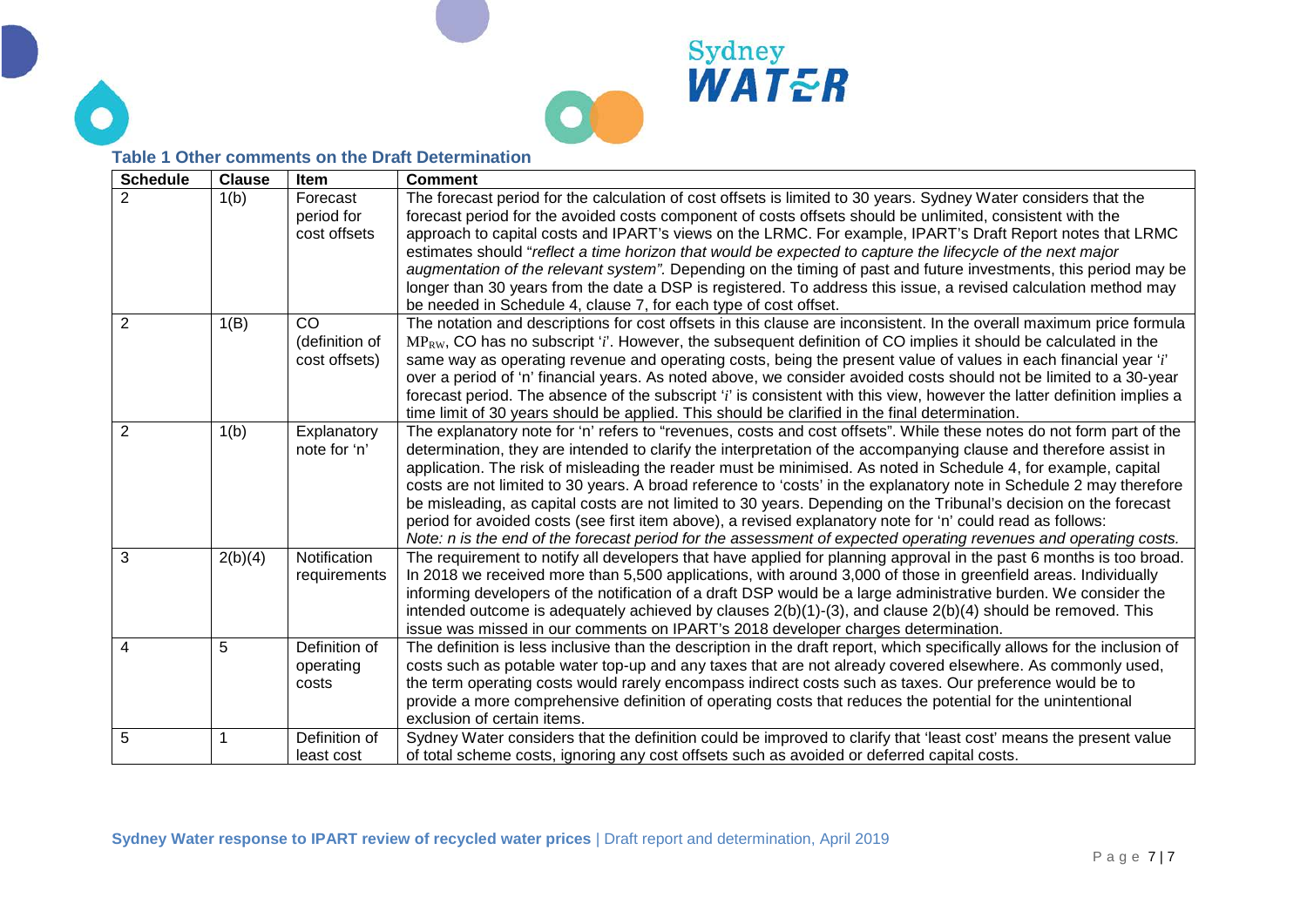### Table 1 Other comments on the Draft Determination

| Schedule | Clause | Item | Comment |
|---|---|---|---|
| 2 | 1(b) | Forecast period for cost offsets | The forecast period for the calculation of cost offsets is limited to 30 years. Sydney Water considers that the forecast period for the avoided costs component of costs offsets should be unlimited, consistent with the approach to capital costs and IPART's views on the LRMC. For example, IPART's Draft Report notes that LRMC estimates should "*reflect a time horizon that would be expected to capture the lifecycle of the next major augmentation of the relevant system*". Depending on the timing of past and future investments, this period may be longer than 30 years from the date a DSP is registered. To address this issue, a revised calculation method may be needed in Schedule 4, clause 7, for each type of cost offset. |
| 2 | 1(B) | CO (definition of cost offsets) | The notation and descriptions for cost offsets in this clause are inconsistent. In the overall maximum price formula $MP_{RW}$, CO has no subscript '*i*'. However, the subsequent definition of CO implies it should be calculated in the same way as operating revenue and operating costs, being the present value of values in each financial year '*i*' over a period of 'n' financial years. As noted above, we consider avoided costs should not be limited to a 30-year forecast period. The absence of the subscript '*i*' is consistent with this view, however the latter definition implies a time limit of 30 years should be applied. This should be clarified in the final determination. |
| 2 | 1(b) | Explanatory note for 'n' | The explanatory note for 'n' refers to "revenues, costs and cost offsets". While these notes do not form part of the determination, they are intended to clarify the interpretation of the accompanying clause and therefore assist in application. The risk of misleading the reader must be minimised. As noted in Schedule 4, for example, capital costs are not limited to 30 years. A broad reference to 'costs' in the explanatory note in Schedule 2 may therefore be misleading, as capital costs are not limited to 30 years. Depending on the Tribunal's decision on the forecast period for avoided costs (see first item above), a revised explanatory note for 'n' could read as follows: *Note: n is the end of the forecast period for the assessment of expected operating revenues and operating costs.* |
| 3 | 2(b)(4) | Notification requirements | The requirement to notify all developers that have applied for planning approval in the past 6 months is too broad. In 2018 we received more than 5,500 applications, with around 3,000 of those in greenfield areas. Individually informing developers of the notification of a draft DSP would be a large administrative burden. We consider the intended outcome is adequately achieved by clauses 2(b)(1)-(3), and clause 2(b)(4) should be removed. This issue was missed in our comments on IPART's 2018 developer charges determination. |
| 4 | 5 | Definition of operating costs | The definition is less inclusive than the description in the draft report, which specifically allows for the inclusion of costs such as potable water top-up and any taxes that are not already covered elsewhere. As commonly used, the term operating costs would rarely encompass indirect costs such as taxes. Our preference would be to provide a more comprehensive definition of operating costs that reduces the potential for the unintentional exclusion of certain items. |
| 5 | 1 | Definition of least cost | Sydney Water considers that the definition could be improved to clarify that 'least cost' means the present value of total scheme costs, ignoring any cost offsets such as avoided or deferred capital costs. |